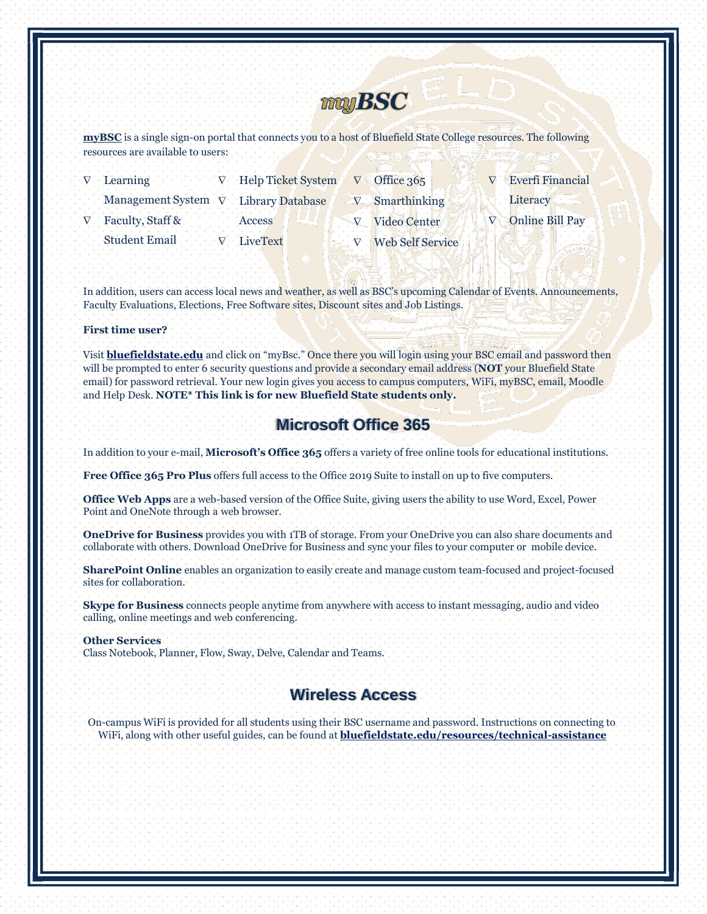# myBSC

**myBSC** is a single sign-on portal that connects you to a host of Bluefield State College resources. The following resources are available to users:

- Learning Management System
- Faculty, Staff & Student Email
- Help Ticket System
- Library Database Access
- LiveText
- Office 365
- Smarthinking
- Video Center
- Web Self Service
- Everfi Financial Literacy
- Online Bill Pay

In addition, users can access local news and weather, as well as BSC's upcoming Calendar of Events. Announcements, Faculty Evaluations, Elections, Free Software sites, Discount sites and Job Listings.

**First time user?**

Visit **bluefieldstate.edu** and click on "myBsc." Once there you will login using your BSC email and password then will be prompted to enter 6 security questions and provide a secondary email address (**NOT** your Bluefield State email) for password retrieval. Your new login gives you access to campus computers, WiFi, myBSC, email, Moodle and Help Desk. **NOTE* This link is for new Bluefield State students only.**

## Microsoft Office 365

In addition to your e-mail, **Microsoft's Office 365** offers a variety of free online tools for educational institutions.

**Free Office 365 Pro Plus** offers full access to the Office 2019 Suite to install on up to five computers.

**Office Web Apps** are a web-based version of the Office Suite, giving users the ability to use Word, Excel, Power Point and OneNote through a web browser.

**OneDrive for Business** provides you with 1TB of storage. From your OneDrive you can also share documents and collaborate with others. Download OneDrive for Business and sync your files to your computer or mobile device.

**SharePoint Online** enables an organization to easily create and manage custom team-focused and project-focused sites for collaboration.

**Skype for Business** connects people anytime from anywhere with access to instant messaging, audio and video calling, online meetings and web conferencing.

**Other Services**
Class Notebook, Planner, Flow, Sway, Delve, Calendar and Teams.

## Wireless Access

On-campus WiFi is provided for all students using their BSC username and password. Instructions on connecting to WiFi, along with other useful guides, can be found at **bluefieldstate.edu/resources/technical-assistance**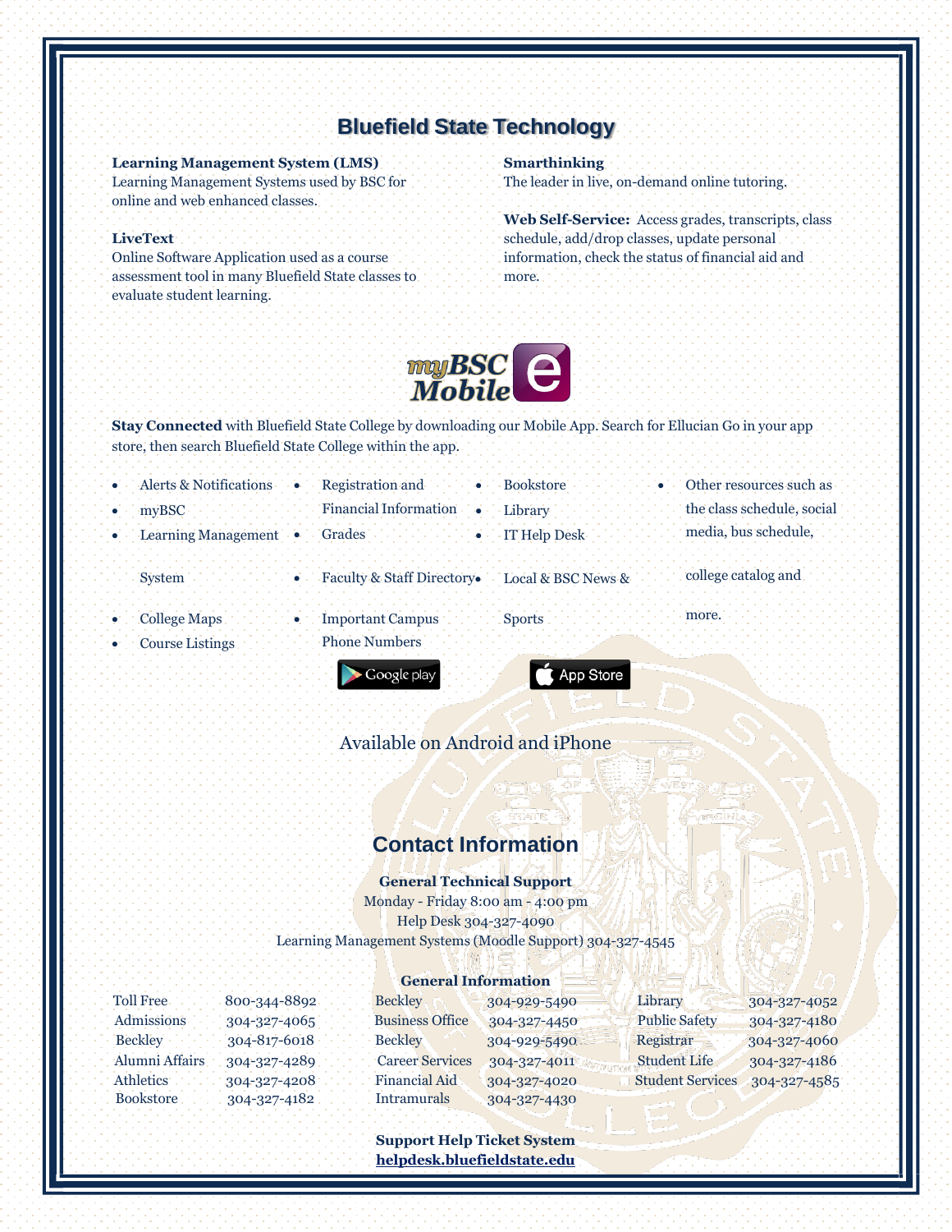# Bluefield State Technology

**Learning Management System (LMS)**
Learning Management Systems used by BSC for online and web enhanced classes.

**LiveText**
Online Software Application used as a course assessment tool in many Bluefield State classes to evaluate student learning.

**Smarthinking**
The leader in live, on-demand online tutoring.

**Web Self-Service:** Access grades, transcripts, class schedule, add/drop classes, update personal information, check the status of financial aid and more.

myBSC Mobile

**Stay Connected** with Bluefield State College by downloading our Mobile App. Search for Ellucian Go in your app store, then search Bluefield State College within the app.

- Alerts & Notifications
- myBSC
- Learning Management System
- College Maps
- Course Listings
- Registration and Financial Information
- Grades
- Faculty & Staff Directory
- Important Campus Phone Numbers
- Bookstore
- Library
- IT Help Desk
- Local & BSC News & Sports
- Other resources such as the class schedule, social media, bus schedule, college catalog and more.

Google play | App Store

Available on Android and iPhone

## Contact Information

**General Technical Support**
Monday - Friday 8:00 am - 4:00 pm
Help Desk 304-327-4090
Learning Management Systems (Moodle Support) 304-327-4545

**General Information**

| | | | | | |
|---|---|---|---|---|---|
| Toll Free | 800-344-8892 | Beckley | 304-929-5490 | Library | 304-327-4052 |
| Admissions | 304-327-4065 | Business Office | 304-327-4450 | Public Safety | 304-327-4180 |
| Beckley | 304-817-6018 | Beckley | 304-929-5490 | Registrar | 304-327-4060 |
| Alumni Affairs | 304-327-4289 | Career Services | 304-327-4011 | Student Life | 304-327-4186 |
| Athletics | 304-327-4208 | Financial Aid | 304-327-4020 | Student Services | 304-327-4585 |
| Bookstore | 304-327-4182 | Intramurals | 304-327-4430 | | |

**Support Help Ticket System**
**helpdesk.bluefieldstate.edu**